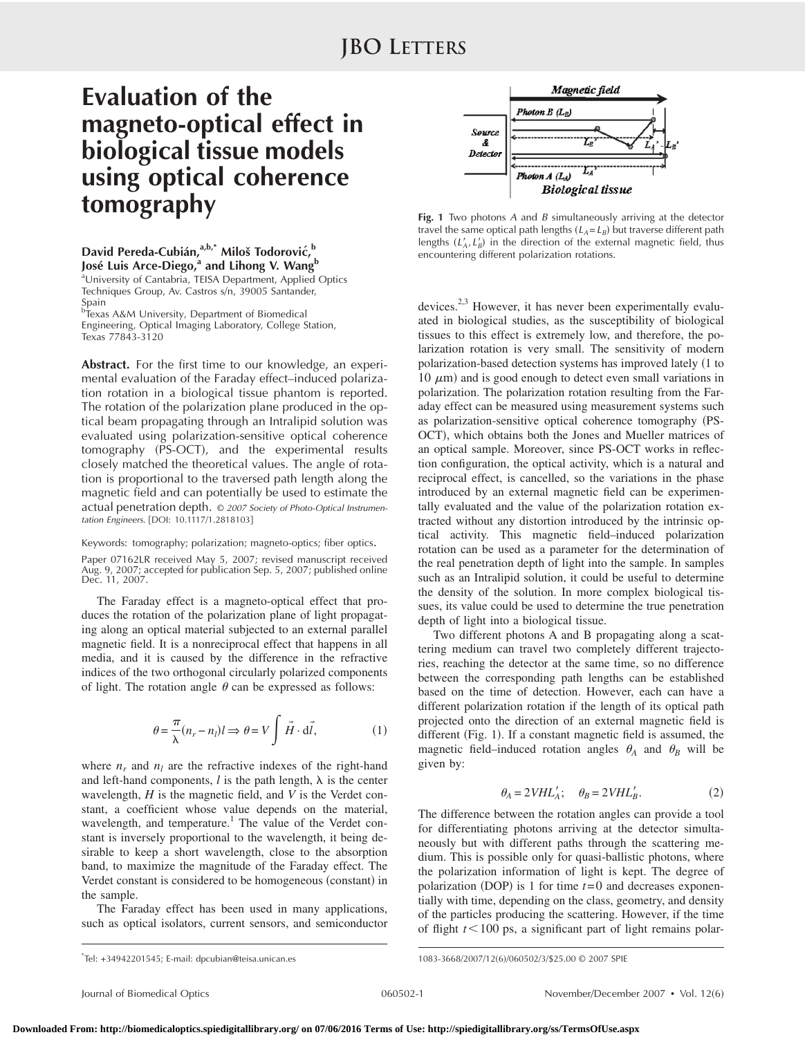# Evaluation of the magneto-optical effect in biological tissue models using optical coherence tomography

**David Pereda-Cubián,**[a,b,*] **Miloš Todorović,**[b] **José Luis Arce-Diego,**[a] **and Lihong V. Wang**[b]

[a]University of Cantabria, TEISA Department, Applied Optics Techniques Group, Av. Castros s/n, 39005 Santander, Spain

[b]Texas A&M University, Department of Biomedical Engineering, Optical Imaging Laboratory, College Station, Texas 77843-3120

**Abstract.** For the first time to our knowledge, an experimental evaluation of the Faraday effect–induced polarization rotation in a biological tissue phantom is reported. The rotation of the polarization plane produced in the optical beam propagating through an Intralipid solution was evaluated using polarization-sensitive optical coherence tomography (PS-OCT), and the experimental results closely matched the theoretical values. The angle of rotation is proportional to the traversed path length along the magnetic field and can potentially be used to estimate the actual penetration depth. *© 2007 Society of Photo-Optical Instrumentation Engineers.* [DOI: 10.1117/1.2818103]

Keywords: tomography; polarization; magneto-optics; fiber optics.

Paper 07162LR received May 5, 2007; revised manuscript received Aug. 9, 2007; accepted for publication Sep. 5, 2007; published online Dec. 11, 2007.

The Faraday effect is a magneto-optical effect that produces the rotation of the polarization plane of light propagating along an optical material subjected to an external parallel magnetic field. It is a nonreciprocal effect that happens in all media, and it is caused by the difference in the refractive indices of the two orthogonal circularly polarized components of light. The rotation angle $\theta$ can be expressed as follows:

$$\theta = \frac{\pi}{\lambda}(n_r - n_l)l \Rightarrow \theta = V \int \vec{H} \cdot d\vec{l}, \quad (1)$$

where $n_r$ and $n_l$ are the refractive indexes of the right-hand and left-hand components, $l$ is the path length, $\lambda$ is the center wavelength, $H$ is the magnetic field, and $V$ is the Verdet constant, a coefficient whose value depends on the material, wavelength, and temperature.[1] The value of the Verdet constant is inversely proportional to the wavelength, it being desirable to keep a short wavelength, close to the absorption band, to maximize the magnitude of the Faraday effect. The Verdet constant is considered to be homogeneous (constant) in the sample.

The Faraday effect has been used in many applications, such as optical isolators, current sensors, and semiconductor devices.[2,3] However, it has never been experimentally evaluated in biological studies, as the susceptibility of biological tissues to this effect is extremely low, and therefore, the polarization rotation is very small. The sensitivity of modern polarization-based detection systems has improved lately (1 to 10 $\mu$m) and is good enough to detect even small variations in polarization. The polarization rotation resulting from the Faraday effect can be measured using measurement systems such as polarization-sensitive optical coherence tomography (PS-OCT), which obtains both the Jones and Mueller matrices of an optical sample. Moreover, since PS-OCT works in reflection configuration, the optical activity, which is a natural and reciprocal effect, is cancelled, so the variations in the phase introduced by an external magnetic field can be experimentally evaluated and the value of the polarization rotation extracted without any distortion introduced by the intrinsic optical activity. This magnetic field–induced polarization rotation can be used as a parameter for the determination of the real penetration depth of light into the sample. In samples such as an Intralipid solution, it could be useful to determine the density of the solution. In more complex biological tissues, its value could be used to determine the true penetration depth of light into a biological tissue.

**Fig. 1** Two photons *A* and *B* simultaneously arriving at the detector travel the same optical path lengths ($L_A = L_B$) but traverse different path lengths ($L_A', L_B'$) in the direction of the external magnetic field, thus encountering different polarization rotations.

Two different photons A and B propagating along a scattering medium can travel two completely different trajectories, reaching the detector at the same time, so no difference between the corresponding path lengths can be established based on the time of detection. However, each can have a different polarization rotation if the length of its optical path projected onto the direction of an external magnetic field is different (Fig. 1). If a constant magnetic field is assumed, the magnetic field–induced rotation angles $\theta_A$ and $\theta_B$ will be given by:

$$\theta_A = 2VHL_A'; \quad \theta_B = 2VHL_B'. \quad (2)$$

The difference between the rotation angles can provide a tool for differentiating photons arriving at the detector simultaneously but with different paths through the scattering medium. This is possible only for quasi-ballistic photons, where the polarization information of light is kept. The degree of polarization (DOP) is 1 for time $t=0$ and decreases exponentially with time, depending on the class, geometry, and density of the particles producing the scattering. However, if the time of flight $t < 100$ ps, a significant part of light remains polar-

*Tel: +34942201545; E-mail: dpcubian@teisa.unican.es

1083-3668/2007/12(6)/060502/3/$25.00 © 2007 SPIE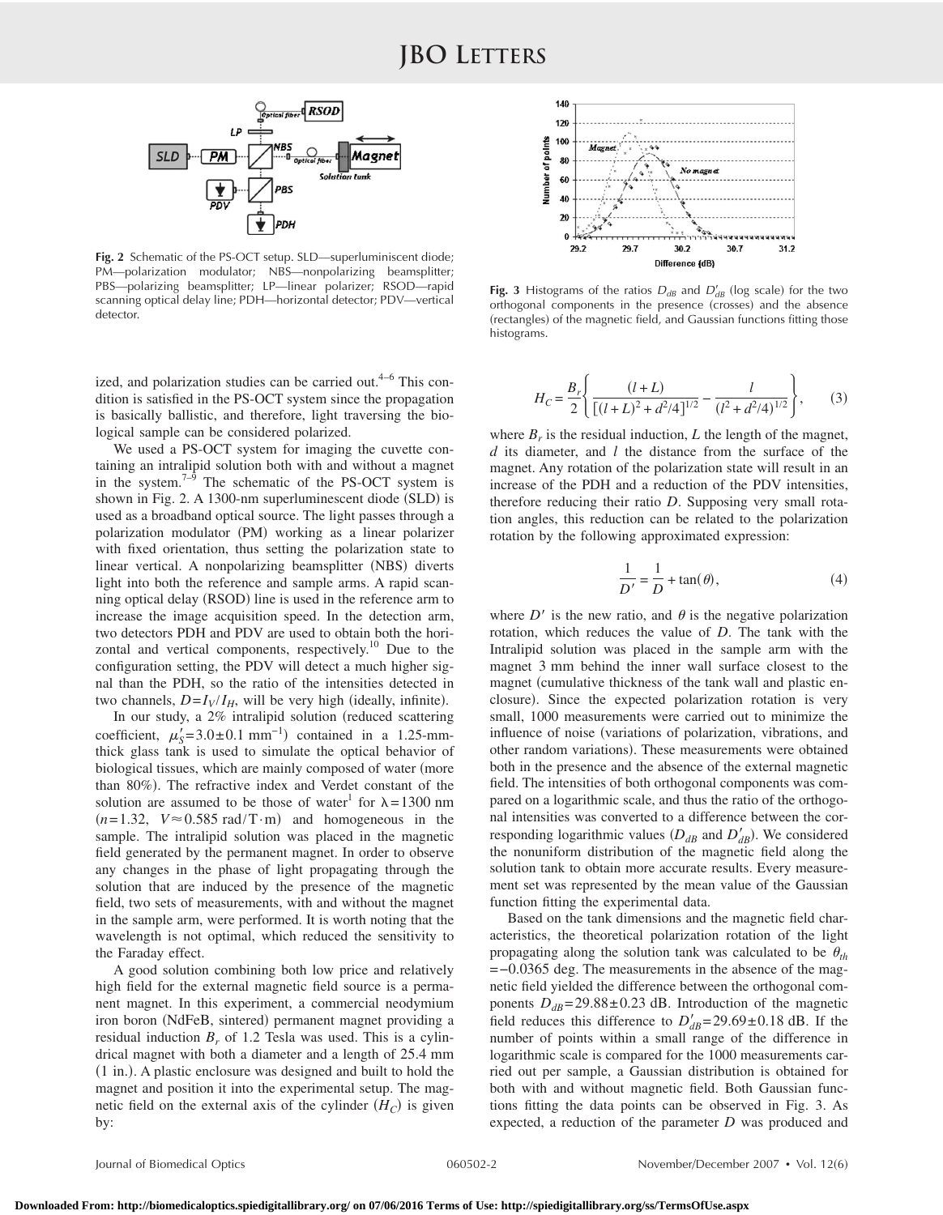Fig. 2 Schematic of the PS-OCT setup. SLD—superluminiscent diode; PM—polarization modulator; NBS—nonpolarizing beamsplitter; PBS—polarizing beamsplitter; LP—linear polarizer; RSOD—rapid scanning optical delay line; PDH—horizontal detector; PDV—vertical detector.

Fig. 3 Histograms of the ratios $D_{dB}$ and $D'_{dB}$ (log scale) for the two orthogonal components in the presence (crosses) and the absence (rectangles) of the magnetic field, and Gaussian functions fitting those histograms.

ized, and polarization studies can be carried out.[4–6] This condition is satisfied in the PS-OCT system since the propagation is basically ballistic, and therefore, light traversing the biological sample can be considered polarized.

We used a PS-OCT system for imaging the cuvette containing an intralipid solution both with and without a magnet in the system.[7–9] The schematic of the PS-OCT system is shown in Fig. 2. A 1300-nm superluminescent diode (SLD) is used as a broadband optical source. The light passes through a polarization modulator (PM) working as a linear polarizer with fixed orientation, thus setting the polarization state to linear vertical. A nonpolarizing beamsplitter (NBS) diverts light into both the reference and sample arms. A rapid scanning optical delay (RSOD) line is used in the reference arm to increase the image acquisition speed. In the detection arm, two detectors PDH and PDV are used to obtain both the horizontal and vertical components, respectively.[10] Due to the configuration setting, the PDV will detect a much higher signal than the PDH, so the ratio of the intensities detected in two channels, $D=I_V/I_H$, will be very high (ideally, infinite).

In our study, a 2% intralipid solution (reduced scattering coefficient, $\mu_S'=3.0\pm0.1\ \mathrm{mm}^{-1}$) contained in a 1.25-mm-thick glass tank is used to simulate the optical behavior of biological tissues, which are mainly composed of water (more than 80%). The refractive index and Verdet constant of the solution are assumed to be those of water[1] for $\lambda=1300$ nm ($n=1.32$, $V\approx0.585\ \mathrm{rad/T\cdot m}$) and homogeneous in the sample. The intralipid solution was placed in the magnetic field generated by the permanent magnet. In order to observe any changes in the phase of light propagating through the solution that are induced by the presence of the magnetic field, two sets of measurements, with and without the magnet in the sample arm, were performed. It is worth noting that the wavelength is not optimal, which reduced the sensitivity to the Faraday effect.

A good solution combining both low price and relatively high field for the external magnetic field source is a permanent magnet. In this experiment, a commercial neodymium iron boron (NdFeB, sintered) permanent magnet providing a residual induction $B_r$ of 1.2 Tesla was used. This is a cylindrical magnet with both a diameter and a length of 25.4 mm (1 in.). A plastic enclosure was designed and built to hold the magnet and position it into the experimental setup. The magnetic field on the external axis of the cylinder ($H_C$) is given by:

$$H_C=\frac{B_r}{2}\left\{\frac{(l+L)}{[(l+L)^2+d^2/4]^{1/2}}-\frac{l}{(l^2+d^2/4)^{1/2}}\right\}, \qquad (3)$$

where $B_r$ is the residual induction, $L$ the length of the magnet, $d$ its diameter, and $l$ the distance from the surface of the magnet. Any rotation of the polarization state will result in an increase of the PDH and a reduction of the PDV intensities, therefore reducing their ratio $D$. Supposing very small rotation angles, this reduction can be related to the polarization rotation by the following approximated expression:

$$\frac{1}{D'}=\frac{1}{D}+\tan(\theta), \qquad (4)$$

where $D'$ is the new ratio, and $\theta$ is the negative polarization rotation, which reduces the value of $D$. The tank with the Intralipid solution was placed in the sample arm with the magnet 3 mm behind the inner wall surface closest to the magnet (cumulative thickness of the tank wall and plastic enclosure). Since the expected polarization rotation is very small, 1000 measurements were carried out to minimize the influence of noise (variations of polarization, vibrations, and other random variations). These measurements were obtained both in the presence and the absence of the external magnetic field. The intensities of both orthogonal components was compared on a logarithmic scale, and thus the ratio of the orthogonal intensities was converted to a difference between the corresponding logarithmic values ($D_{dB}$ and $D'_{dB}$). We considered the nonuniform distribution of the magnetic field along the solution tank to obtain more accurate results. Every measurement set was represented by the mean value of the Gaussian function fitting the experimental data.

Based on the tank dimensions and the magnetic field characteristics, the theoretical polarization rotation of the light propagating along the solution tank was calculated to be $\theta_{th}=-0.0365$ deg. The measurements in the absence of the magnetic field yielded the difference between the orthogonal components $D_{dB}=29.88\pm0.23$ dB. Introduction of the magnetic field reduces this difference to $D'_{dB}=29.69\pm0.18$ dB. If the number of points within a small range of the difference in logarithmic scale is compared for the 1000 measurements carried out per sample, a Gaussian distribution is obtained for both with and without magnetic field. Both Gaussian functions fitting the data points can be observed in Fig. 3. As expected, a reduction of the parameter $D$ was produced and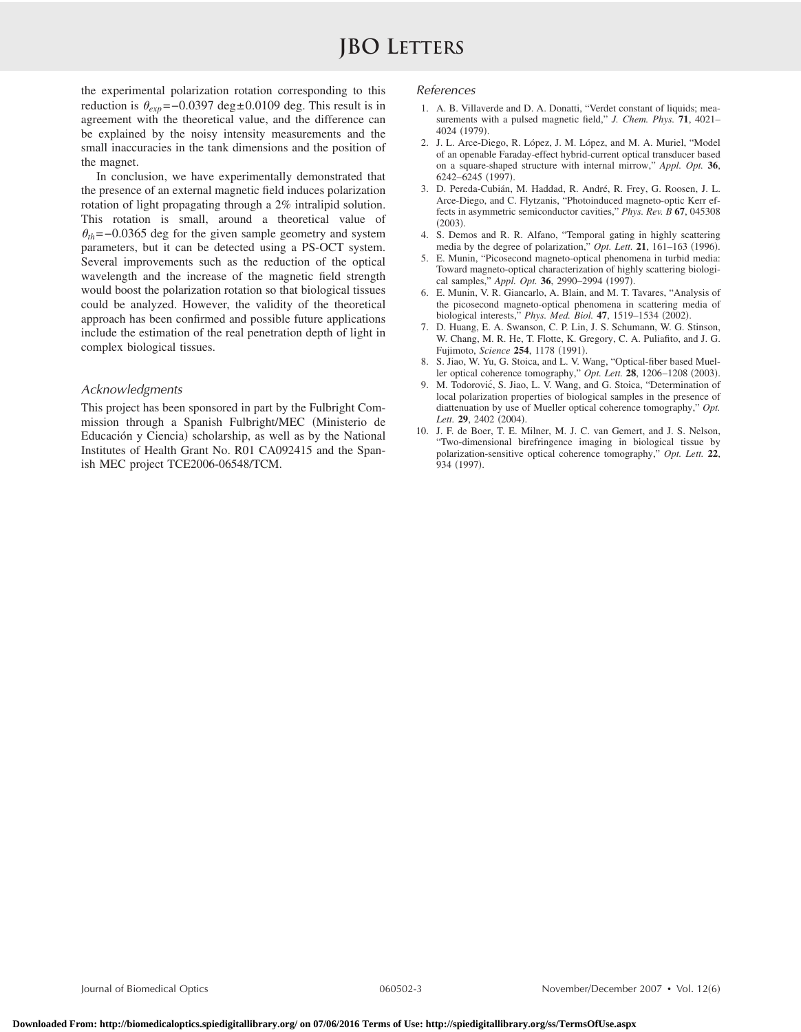the experimental polarization rotation corresponding to this reduction is $\theta_{exp} = -0.0397$ deg$\pm 0.0109$ deg. This result is in agreement with the theoretical value, and the difference can be explained by the noisy intensity measurements and the small inaccuracies in the tank dimensions and the position of the magnet.

In conclusion, we have experimentally demonstrated that the presence of an external magnetic field induces polarization rotation of light propagating through a 2% intralipid solution. This rotation is small, around a theoretical value of $\theta_{th} = -0.0365$ deg for the given sample geometry and system parameters, but it can be detected using a PS-OCT system. Several improvements such as the reduction of the optical wavelength and the increase of the magnetic field strength would boost the polarization rotation so that biological tissues could be analyzed. However, the validity of the theoretical approach has been confirmed and possible future applications include the estimation of the real penetration depth of light in complex biological tissues.

### Acknowledgments

This project has been sponsored in part by the Fulbright Commission through a Spanish Fulbright/MEC (Ministerio de Educación y Ciencia) scholarship, as well as by the National Institutes of Health Grant No. R01 CA092415 and the Spanish MEC project TCE2006-06548/TCM.

### References

1. A. B. Villaverde and D. A. Donatti, "Verdet constant of liquids; measurements with a pulsed magnetic field," *J. Chem. Phys.* **71**, 4021–4024 (1979).
2. J. L. Arce-Diego, R. López, J. M. López, and M. A. Muriel, "Model of an openable Faraday-effect hybrid-current optical transducer based on a square-shaped structure with internal mirror," *Appl. Opt.* **36**, 6242–6245 (1997).
3. D. Pereda-Cubián, M. Haddad, R. André, R. Frey, G. Roosen, J. L. Arce-Diego, and C. Flytzanis, "Photoinduced magneto-optic Kerr effects in asymmetric semiconductor cavities," *Phys. Rev. B* **67**, 045308 (2003).
4. S. Demos and R. R. Alfano, "Temporal gating in highly scattering media by the degree of polarization," *Opt. Lett.* **21**, 161–163 (1996).
5. E. Munin, "Picosecond magneto-optical phenomena in turbid media: Toward magneto-optical characterization of highly scattering biological samples," *Appl. Opt.* **36**, 2990–2994 (1997).
6. E. Munin, V. R. Giancarlo, A. Blain, and M. T. Tavares, "Analysis of the picosecond magneto-optical phenomena in scattering media of biological interests," *Phys. Med. Biol.* **47**, 1519–1534 (2002).
7. D. Huang, E. A. Swanson, C. P. Lin, J. S. Schumann, W. G. Stinson, W. Chang, M. R. He, T. Flotte, K. Gregory, C. A. Puliafito, and J. G. Fujimoto, *Science* **254**, 1178 (1991).
8. S. Jiao, W. Yu, G. Stoica, and L. V. Wang, "Optical-fiber based Mueller optical coherence tomography," *Opt. Lett.* **28**, 1206–1208 (2003).
9. M. Todorović, S. Jiao, L. V. Wang, and G. Stoica, "Determination of local polarization properties of biological samples in the presence of diattenuation by use of Mueller optical coherence tomography," *Opt. Lett.* **29**, 2402 (2004).
10. J. F. de Boer, T. E. Milner, M. J. C. van Gemert, and J. S. Nelson, "Two-dimensional birefringence imaging in biological tissue by polarization-sensitive optical coherence tomography," *Opt. Lett.* **22**, 934 (1997).